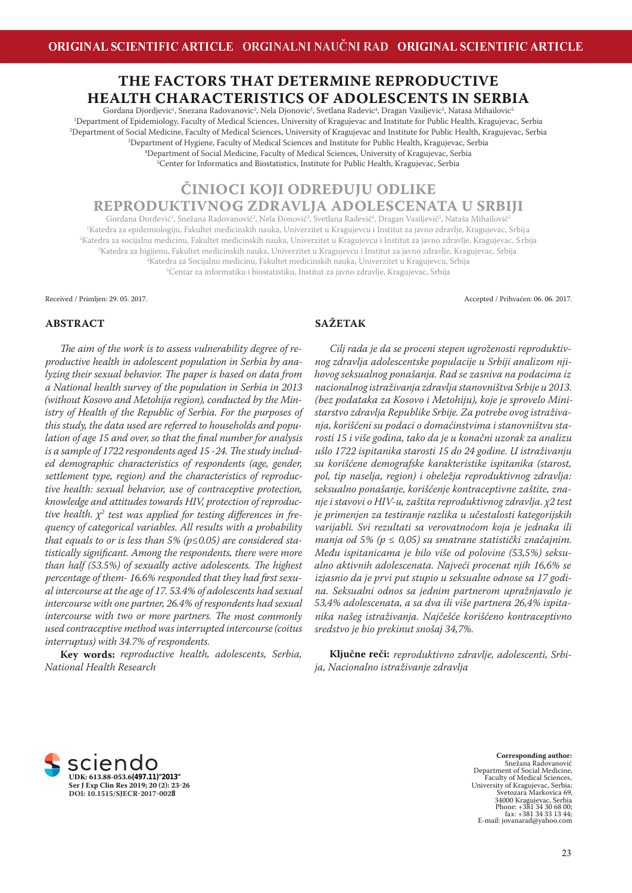ORIGINAL SCIENTIFIC ARTICLE ORGINALNI NAUČNI RAD ORIGINAL SCIENTIFIC ARTICLE

# THE FACTORS THAT DETERMINE REPRODUCTIVE HEALTH CHARACTERISTICS OF ADOLESCENTS IN SERBIA

Gordana Djordjevic[1], Snezana Radovanovic[2], Nela Djonovic[3], Svetlana Radevic[4], Dragan Vasiljevic[3], Natasa Mihailovic[5]

[1]Department of Epidemiology, Faculty of Medical Sciences, University of Kragujevac and Institute for Public Health, Kragujevac, Serbia
[2]Department of Social Medicine, Faculty of Medical Sciences, University of Kragujevac and Institute for Public Health, Kragujevac, Serbia
[3]Department of Hygiene, Faculty of Medical Sciences and Institute for Public Health, Kragujevac, Serbia
[4]Department of Social Medicine, Faculty of Medical Sciences, University of Kragujevac, Serbia
[5]Center for Informatics and Biostatistics, Institute for Public Health, Kragujevac, Serbia

# ČINIOCI KOJI ODREĐUJU ODLIKE REPRODUKTIVNOG ZDRAVLJA ADOLESCENATA U SRBIJI

Gordana Đorđević[1], Snežana Radovanović[2], Nela Đonović[3], Svetlana Radević[4], Dragan Vasiljević[3], Nataša Mihailović[5]

[1]Katedra za epidemiologiju, Fakultet medicinskih nauka, Univerzitet u Kragujevcu i Institut za javno zdravlje, Kragujevac, Srbija
[2]Katedra za socijalnu medicinu, Fakultet medicinskih nauka, Univerzitet u Kragujevcu i Institut za javno zdravlje, Kragujevac, Srbija
[3]Katedra za higijenu, Fakultet medicinskih nauka, Univerzitet u Kragujevcu i Institut za javno zdravlje, Kragujevac, Srbija
[4]Katedra za Socijalnu medicinu, Fakultet medicinskih nauka, Univerzitet u Kragujevcu, Srbija
[5]Centar za informatiku i biostatistiku, Institut za javno zdravlje, Kragujevac, Srbija

Received / Primljen: 29. 05. 2017. Accepted / Prihvaćen: 06. 06. 2017.

## ABSTRACT

*The aim of the work is to assess vulnerability degree of reproductive health in adolescent population in Serbia by analyzing their sexual behavior. The paper is based on data from a National health survey of the population in Serbia in 2013 (without Kosovo and Metohija region), conducted by the Ministry of Health of the Republic of Serbia. For the purposes of this study, the data used are referred to households and population of age 15 and over, so that the final number for analysis is a sample of 1722 respondents aged 15 -24. The study included demographic characteristics of respondents (age, gender, settlement type, region) and the characteristics of reproductive health: sexual behavior, use of contraceptive protection, knowledge and attitudes towards HIV, protection of reproductive health. $\chi^2$ test was applied for testing differences in frequency of categorical variables. All results with a probability that equals to or is less than 5% ($p \leq 0.05$) are considered statistically significant. Among the respondents, there were more than half (53.5%) of sexually active adolescents. The highest percentage of them- 16.6% responded that they had first sexual intercourse at the age of 17. 53.4% of adolescents had sexual intercourse with one partner, 26.4% of respondents had sexual intercourse with two or more partners. The most commonly used contraceptive method was interrupted intercourse (coitus interruptus) with 34.7% of respondents.*

**Key words:** *reproductive health, adolescents, Serbia, National Health Research*

## SAŽETAK

*Cilj rada je da se proceni stepen ugroženosti reproduktivnog zdravlja adolescentske populacije u Srbiji analizom njihovog seksualnog ponašanja. Rad se zasniva na podacima iz nacionalnog istraživanja zdravlja stanovništva Srbije u 2013. (bez podataka za Kosovo i Metohiju), koje je sprovelo Ministarstvo zdravlja Republike Srbije. Za potrebe ovog istraživanja, korišćeni su podaci o domaćinstvima i stanovništvu starosti 15 i više godina, tako da je u konačni uzorak za analizu ušlo 1722 ispitanika starosti 15 do 24 godine. U istraživanju su korišćene demografske karakteristike ispitanika (starost, pol, tip naselja, region) i obeležja reproduktivnog zdravlja: seksualno ponašanje, korišćenje kontraceptivne zaštite, znanje i stavovi o HIV-u, zaštita reproduktivnog zdravlja. $\chi 2$ test je primenjen za testiranje razlika u učestalosti kategorijskih varijabli. Svi rezultati sa verovatnoćom koja je jednaka ili manja od 5% ($p \leq 0,05$) su smatrane statistički značajnim. Među ispitanicama je bilo više od polovine (53,5%) seksualno aktivnih adolescenata. Najveći procenat njih 16,6% se izjasnio da je prvi put stupio u seksualne odnose sa 17 godina. Seksualni odnos sa jednim partnerom upražnjavalo je 53,4% adolescenata, a sa dva ili više partnera 26,4% ispitanika našeg istraživanja. Najčešće korišćeno kontraceptivno sredstvo je bio prekinut snošaj 34,7%.*

**Ključne reči:** *reproduktivno zdravlje, adolescenti, Srbija, Nacionalno istraživanje zdravlja*

UDK: 613.88-053.6(497.11)"2013"
Ser J Exp Clin Res 2019; 20 (2): 23-26
DOI: 10.1515/SJECR-2017-0028

**Corresponding author:**
Snežana Radovanović
Department of Social Medicine,
Faculty of Medical Sciences,
University of Kragujevac, Serbia;
Svetozara Markovica 69,
34000 Kragujevac, Serbia
Phone: +381 34 30 68 00;
fax: +381 34 33 13 44;
E-mail: jovanarad@yahoo.com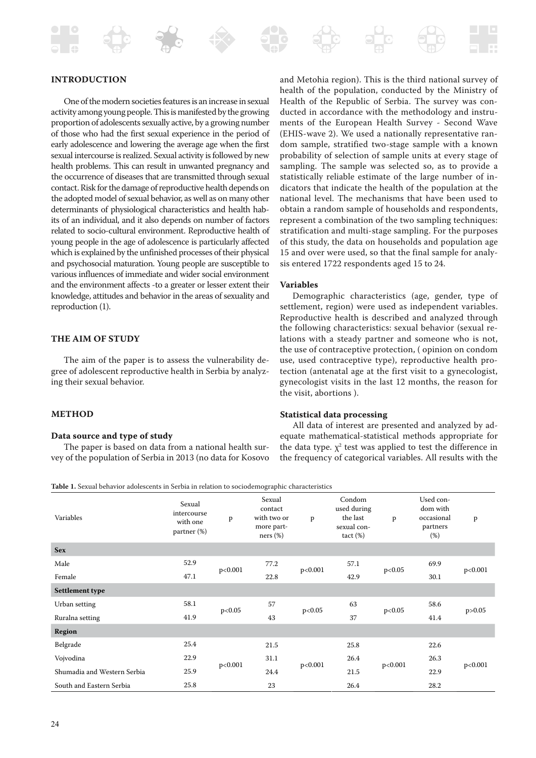## INTRODUCTION

One of the modern societies features is an increase in sexual activity among young people. This is manifested by the growing proportion of adolescents sexually active, by a growing number of those who had the first sexual experience in the period of early adolescence and lowering the average age when the first sexual intercourse is realized. Sexual activity is followed by new health problems. This can result in unwanted pregnancy and the occurrence of diseases that are transmitted through sexual contact. Risk for the damage of reproductive health depends on the adopted model of sexual behavior, as well as on many other determinants of physiological characteristics and health habits of an individual, and it also depends on number of factors related to socio-cultural environment. Reproductive health of young people in the age of adolescence is particularly affected which is explained by the unfinished processes of their physical and psychosocial maturation. Young people are susceptible to various influences of immediate and wider social environment and the environment affects -to a greater or lesser extent their knowledge, attitudes and behavior in the areas of sexuality and reproduction (1).

## THE AIM OF STUDY

The aim of the paper is to assess the vulnerability degree of adolescent reproductive health in Serbia by analyzing their sexual behavior.

## METHOD

### Data source and type of study

The paper is based on data from a national health survey of the population of Serbia in 2013 (no data for Kosovo and Metohia region). This is the third national survey of health of the population, conducted by the Ministry of Health of the Republic of Serbia. The survey was conducted in accordance with the methodology and instruments of the European Health Survey - Second Wave (EHIS-wave 2). We used a nationally representative random sample, stratified two-stage sample with a known probability of selection of sample units at every stage of sampling. The sample was selected so, as to provide a statistically reliable estimate of the large number of indicators that indicate the health of the population at the national level. The mechanisms that have been used to obtain a random sample of households and respondents, represent a combination of the two sampling techniques: stratification and multi-stage sampling. For the purposes of this study, the data on households and population age 15 and over were used, so that the final sample for analysis entered 1722 respondents aged 15 to 24.

### Variables

Demographic characteristics (age, gender, type of settlement, region) were used as independent variables. Reproductive health is described and analyzed through the following characteristics: sexual behavior (sexual relations with a steady partner and someone who is not, the use of contraceptive protection, ( opinion on condom use, used contraceptive type), reproductive health protection (antenatal age at the first visit to a gynecologist, gynecologist visits in the last 12 months, the reason for the visit, abortions ).

### Statistical data processing

All data of interest are presented and analyzed by adequate mathematical-statistical methods appropriate for the data type. $\chi^2$ test was applied to test the difference in the frequency of categorical variables. All results with the

**Table 1.** Sexual behavior adolescents in Serbia in relation to sociodemographic characteristics

| Variables | Sexual intercourse with one partner (%) | p | Sexual contact with two or more partners (%) | p | Condom used during the last sexual contact (%) | p | Used condom with occasional partners (%) | p |
|---|---|---|---|---|---|---|---|---|
| **Sex** | | | | | | | | |
| Male | 52.9 | p<0.001 | 77.2 | p<0.001 | 57.1 | p<0.05 | 69.9 | p<0.001 |
| Female | 47.1 | | 22.8 | | 42.9 | | 30.1 | |
| **Settlement type** | | | | | | | | |
| Urban setting | 58.1 | p<0.05 | 57 | p<0.05 | 63 | p<0.05 | 58.6 | p>0.05 |
| Ruralna setting | 41.9 | | 43 | | 37 | | 41.4 | |
| **Region** | | | | | | | | |
| Belgrade | 25.4 | p<0.001 | 21.5 | p<0.001 | 25.8 | p<0.001 | 22.6 | p<0.001 |
| Vojvodina | 22.9 | | 31.1 | | 26.4 | | 26.3 | |
| Shumadia and Western Serbia | 25.9 | | 24.4 | | 21.5 | | 22.9 | |
| South and Eastern Serbia | 25.8 | | 23 | | 26.4 | | 28.2 | |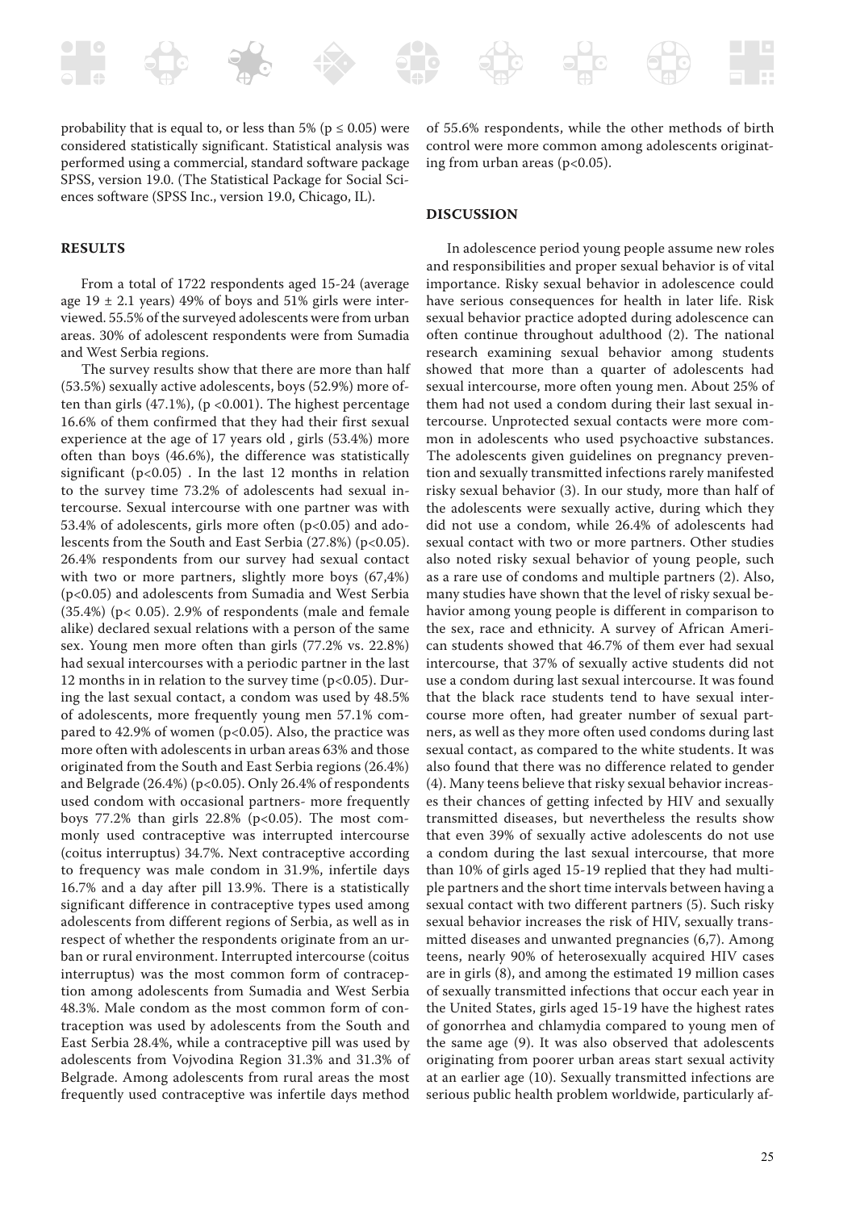probability that is equal to, or less than 5% ($p \leq 0.05$) were considered statistically significant. Statistical analysis was performed using a commercial, standard software package SPSS, version 19.0. (The Statistical Package for Social Sciences software (SPSS Inc., version 19.0, Chicago, IL).

## RESULTS

From a total of 1722 respondents aged 15-24 (average age 19 ± 2.1 years) 49% of boys and 51% girls were interviewed. 55.5% of the surveyed adolescents were from urban areas. 30% of adolescent respondents were from Sumadia and West Serbia regions.

The survey results show that there are more than half (53.5%) sexually active adolescents, boys (52.9%) more often than girls (47.1%), ($p < 0.001$). The highest percentage 16.6% of them confirmed that they had their first sexual experience at the age of 17 years old , girls (53.4%) more often than boys (46.6%), the difference was statistically significant ($p < 0.05$) . In the last 12 months in relation to the survey time 73.2% of adolescents had sexual intercourse. Sexual intercourse with one partner was with 53.4% of adolescents, girls more often ($p < 0.05$) and adolescents from the South and East Serbia (27.8%) ($p < 0.05$). 26.4% respondents from our survey had sexual contact with two or more partners, slightly more boys (67,4%) ($p < 0.05$) and adolescents from Sumadia and West Serbia (35.4%) ($p < 0.05$). 2.9% of respondents (male and female alike) declared sexual relations with a person of the same sex. Young men more often than girls (77.2% vs. 22.8%) had sexual intercourses with a periodic partner in the last 12 months in in relation to the survey time ($p < 0.05$). During the last sexual contact, a condom was used by 48.5% of adolescents, more frequently young men 57.1% compared to 42.9% of women ($p < 0.05$). Also, the practice was more often with adolescents in urban areas 63% and those originated from the South and East Serbia regions (26.4%) and Belgrade (26.4%) ($p < 0.05$). Only 26.4% of respondents used condom with occasional partners- more frequently boys 77.2% than girls 22.8% ($p < 0.05$). The most commonly used contraceptive was interrupted intercourse (coitus interruptus) 34.7%. Next contraceptive according to frequency was male condom in 31.9%, infertile days 16.7% and a day after pill 13.9%. There is a statistically significant difference in contraceptive types used among adolescents from different regions of Serbia, as well as in respect of whether the respondents originate from an urban or rural environment. Interrupted intercourse (coitus interruptus) was the most common form of contraception among adolescents from Sumadia and West Serbia 48.3%. Male condom as the most common form of contraception was used by adolescents from the South and East Serbia 28.4%, while a contraceptive pill was used by adolescents from Vojvodina Region 31.3% and 31.3% of Belgrade. Among adolescents from rural areas the most frequently used contraceptive was infertile days method of 55.6% respondents, while the other methods of birth control were more common among adolescents originating from urban areas ($p < 0.05$).

## DISCUSSION

In adolescence period young people assume new roles and responsibilities and proper sexual behavior is of vital importance. Risky sexual behavior in adolescence could have serious consequences for health in later life. Risk sexual behavior practice adopted during adolescence can often continue throughout adulthood (2). The national research examining sexual behavior among students showed that more than a quarter of adolescents had sexual intercourse, more often young men. About 25% of them had not used a condom during their last sexual intercourse. Unprotected sexual contacts were more common in adolescents who used psychoactive substances. The adolescents given guidelines on pregnancy prevention and sexually transmitted infections rarely manifested risky sexual behavior (3). In our study, more than half of the adolescents were sexually active, during which they did not use a condom, while 26.4% of adolescents had sexual contact with two or more partners. Other studies also noted risky sexual behavior of young people, such as a rare use of condoms and multiple partners (2). Also, many studies have shown that the level of risky sexual behavior among young people is different in comparison to the sex, race and ethnicity. A survey of African American students showed that 46.7% of them ever had sexual intercourse, that 37% of sexually active students did not use a condom during last sexual intercourse. It was found that the black race students tend to have sexual intercourse more often, had greater number of sexual partners, as well as they more often used condoms during last sexual contact, as compared to the white students. It was also found that there was no difference related to gender (4). Many teens believe that risky sexual behavior increases their chances of getting infected by HIV and sexually transmitted diseases, but nevertheless the results show that even 39% of sexually active adolescents do not use a condom during the last sexual intercourse, that more than 10% of girls aged 15-19 replied that they had multiple partners and the short time intervals between having a sexual contact with two different partners (5). Such risky sexual behavior increases the risk of HIV, sexually transmitted diseases and unwanted pregnancies (6,7). Among teens, nearly 90% of heterosexually acquired HIV cases are in girls (8), and among the estimated 19 million cases of sexually transmitted infections that occur each year in the United States, girls aged 15-19 have the highest rates of gonorrhea and chlamydia compared to young men of the same age (9). It was also observed that adolescents originating from poorer urban areas start sexual activity at an earlier age (10). Sexually transmitted infections are serious public health problem worldwide, particularly af-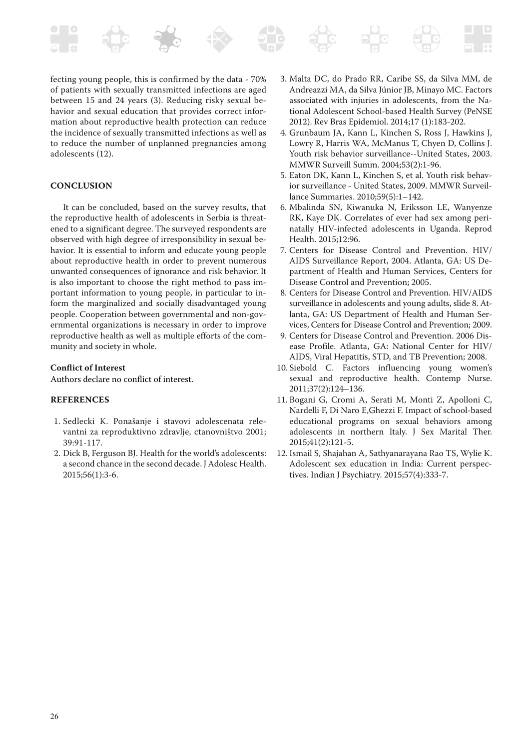fecting young people, this is confirmed by the data - 70% of patients with sexually transmitted infections are aged between 15 and 24 years (3). Reducing risky sexual behavior and sexual education that provides correct information about reproductive health protection can reduce the incidence of sexually transmitted infections as well as to reduce the number of unplanned pregnancies among adolescents (12).

## CONCLUSION

It can be concluded, based on the survey results, that the reproductive health of adolescents in Serbia is threatened to a significant degree. The surveyed respondents are observed with high degree of irresponsibility in sexual behavior. It is essential to inform and educate young people about reproductive health in order to prevent numerous unwanted consequences of ignorance and risk behavior. It is also important to choose the right method to pass important information to young people, in particular to inform the marginalized and socially disadvantaged young people. Cooperation between governmental and non-governmental organizations is necessary in order to improve reproductive health as well as multiple efforts of the community and society in whole.

**Conflict of Interest**
Authors declare no conflict of interest.

## REFERENCES

1. Sedlecki K. Ponašanje i stavovi adolescenata relevantni za reproduktivno zdravlje, ctanovništvo 2001; 39:91-117.
2. Dick B, Ferguson BJ. Health for the world's adolescents: a second chance in the second decade. J Adolesc Health. 2015;56(1):3-6.
3. Malta DC, do Prado RR, Caribe SS, da Silva MM, de Andreazzi MA, da Silva Júnior JB, Minayo MC. Factors associated with injuries in adolescents, from the National Adolescent School-based Health Survey (PeNSE 2012). Rev Bras Epidemiol. 2014;17 (1):183-202.
4. Grunbaum JA, Kann L, Kinchen S, Ross J, Hawkins J, Lowry R, Harris WA, McManus T, Chyen D, Collins J. Youth risk behavior surveillance--United States, 2003. MMWR Surveill Summ. 2004;53(2):1-96.
5. Eaton DK, Kann L, Kinchen S, et al. Youth risk behavior surveillance - United States, 2009. MMWR Surveillance Summaries. 2010;59(5):1–142.
6. Mbalinda SN, Kiwanuka N, Eriksson LE, Wanyenze RK, Kaye DK. Correlates of ever had sex among perinatally HIV-infected adolescents in Uganda. Reprod Health. 2015;12:96.
7. Centers for Disease Control and Prevention. HIV/AIDS Surveillance Report, 2004. Atlanta, GA: US Department of Health and Human Services, Centers for Disease Control and Prevention; 2005.
8. Centers for Disease Control and Prevention. HIV/AIDS surveillance in adolescents and young adults, slide 8. Atlanta, GA: US Department of Health and Human Services, Centers for Disease Control and Prevention; 2009.
9. Centers for Disease Control and Prevention. 2006 Disease Profile. Atlanta, GA: National Center for HIV/AIDS, Viral Hepatitis, STD, and TB Prevention; 2008.
10. Siebold C. Factors influencing young women's sexual and reproductive health. Contemp Nurse. 2011;37(2):124–136.
11. Bogani G, Cromi A, Serati M, Monti Z, Apolloni C, Nardelli F, Di Naro E,Ghezzi F. Impact of school-based educational programs on sexual behaviors among adolescents in northern Italy. J Sex Marital Ther. 2015;41(2):121-5.
12. Ismail S, Shajahan A, Sathyanarayana Rao TS, Wylie K. Adolescent sex education in India: Current perspectives. Indian J Psychiatry. 2015;57(4):333-7.